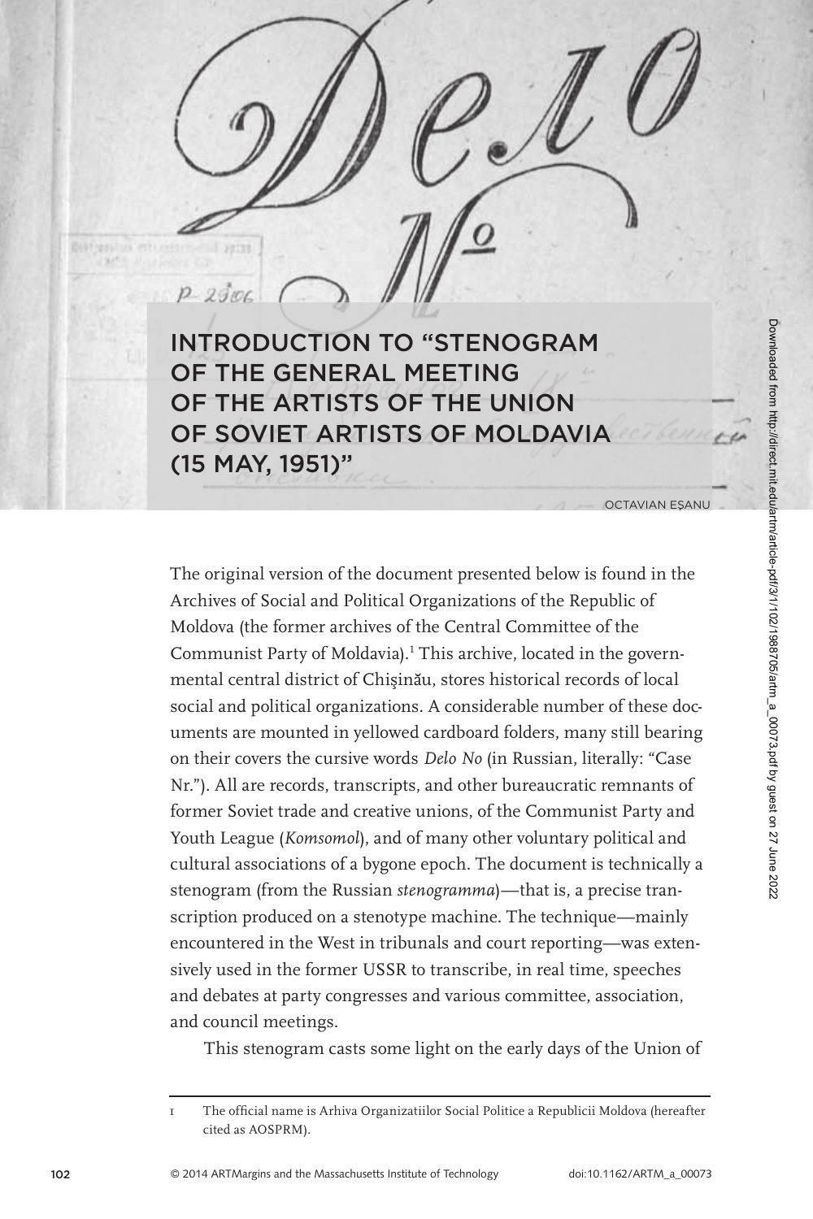# INTRODUCTION TO "STENOGRAM OF THE GENERAL MEETING OF THE ARTISTS OF THE UNION OF SOVIET ARTISTS OF MOLDAVIA (15 MAY, 1951)"

OCTAVIAN EŞANU

The original version of the document presented below is found in the Archives of Social and Political Organizations of the Republic of Moldova (the former archives of the Central Committee of the Communist Party of Moldavia).[1] This archive, located in the governmental central district of Chişinău, stores historical records of local social and political organizations. A considerable number of these documents are mounted in yellowed cardboard folders, many still bearing on their covers the cursive words *Delo No* (in Russian, literally: "Case Nr."). All are records, transcripts, and other bureaucratic remnants of former Soviet trade and creative unions, of the Communist Party and Youth League (*Komsomol*), and of many other voluntary political and cultural associations of a bygone epoch. The document is technically a stenogram (from the Russian *stenogramma*)—that is, a precise transcription produced on a stenotype machine. The technique—mainly encountered in the West in tribunals and court reporting—was extensively used in the former USSR to transcribe, in real time, speeches and debates at party congresses and various committee, association, and council meetings.

This stenogram casts some light on the early days of the Union of

1 The official name is Arhiva Organizatiilor Social Politice a Republicii Moldova (hereafter cited as AOSPRM).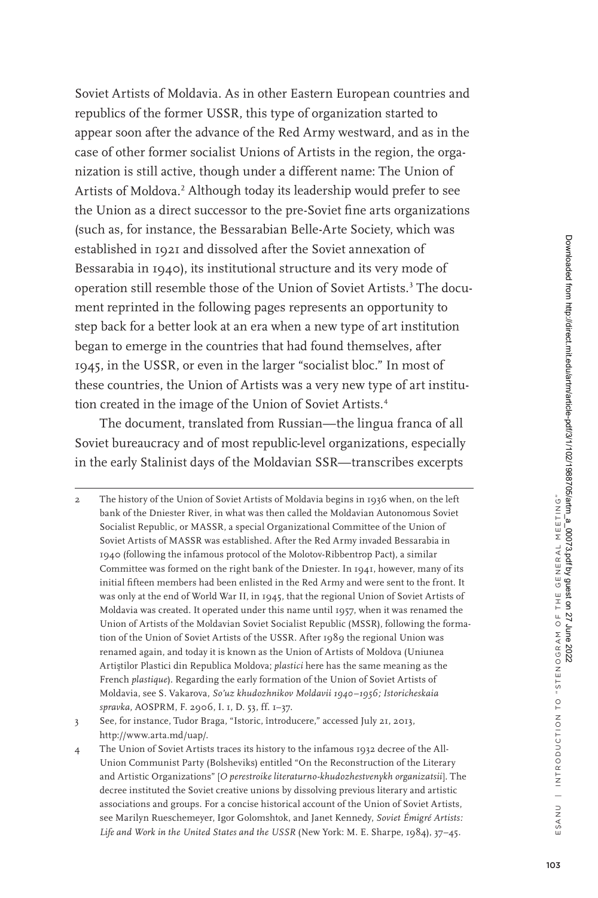Soviet Artists of Moldavia. As in other Eastern European countries and republics of the former USSR, this type of organization started to appear soon after the advance of the Red Army westward, and as in the case of other former socialist Unions of Artists in the region, the organization is still active, though under a different name: The Union of Artists of Moldova.[2] Although today its leadership would prefer to see the Union as a direct successor to the pre-Soviet fine arts organizations (such as, for instance, the Bessarabian Belle-Arte Society, which was established in 1921 and dissolved after the Soviet annexation of Bessarabia in 1940), its institutional structure and its very mode of operation still resemble those of the Union of Soviet Artists.[3] The document reprinted in the following pages represents an opportunity to step back for a better look at an era when a new type of art institution began to emerge in the countries that had found themselves, after 1945, in the USSR, or even in the larger "socialist bloc." In most of these countries, the Union of Artists was a very new type of art institution created in the image of the Union of Soviet Artists.[4]

The document, translated from Russian—the lingua franca of all Soviet bureaucracy and of most republic-level organizations, especially in the early Stalinist days of the Moldavian SSR—transcribes excerpts

---

2 The history of the Union of Soviet Artists of Moldavia begins in 1936 when, on the left bank of the Dniester River, in what was then called the Moldavian Autonomous Soviet Socialist Republic, or MASSR, a special Organizational Committee of the Union of Soviet Artists of MASSR was established. After the Red Army invaded Bessarabia in 1940 (following the infamous protocol of the Molotov-Ribbentrop Pact), a similar Committee was formed on the right bank of the Dniester. In 1941, however, many of its initial fifteen members had been enlisted in the Red Army and were sent to the front. It was only at the end of World War II, in 1945, that the regional Union of Soviet Artists of Moldavia was created. It operated under this name until 1957, when it was renamed the Union of Artists of the Moldavian Soviet Socialist Republic (MSSR), following the formation of the Union of Soviet Artists of the USSR. After 1989 the regional Union was renamed again, and today it is known as the Union of Artists of Moldova (Uniunea Artiştilor Plastici din Republica Moldova; *plastici* here has the same meaning as the French *plastique*). Regarding the early formation of the Union of Soviet Artists of Moldavia, see S. Vakarova, *So'uz khudozhnikov Moldavii 1940–1956; Istoricheskaia spravka*, AOSPRM, F. 2906, I. 1, D. 53, ff. 1–37.

3 See, for instance, Tudor Braga, "Istoric, întroducere," accessed July 21, 2013, http://www.arta.md/uap/.

4 The Union of Soviet Artists traces its history to the infamous 1932 decree of the All-Union Communist Party (Bolsheviks) entitled "On the Reconstruction of the Literary and Artistic Organizations" [*O perestroike literaturno-khudozhestvenykh organizatsii*]. The decree instituted the Soviet creative unions by dissolving previous literary and artistic associations and groups. For a concise historical account of the Union of Soviet Artists, see Marilyn Rueschemeyer, Igor Golomshtok, and Janet Kennedy, *Soviet Émigré Artists: Life and Work in the United States and the USSR* (New York: M. E. Sharpe, 1984), 37–45.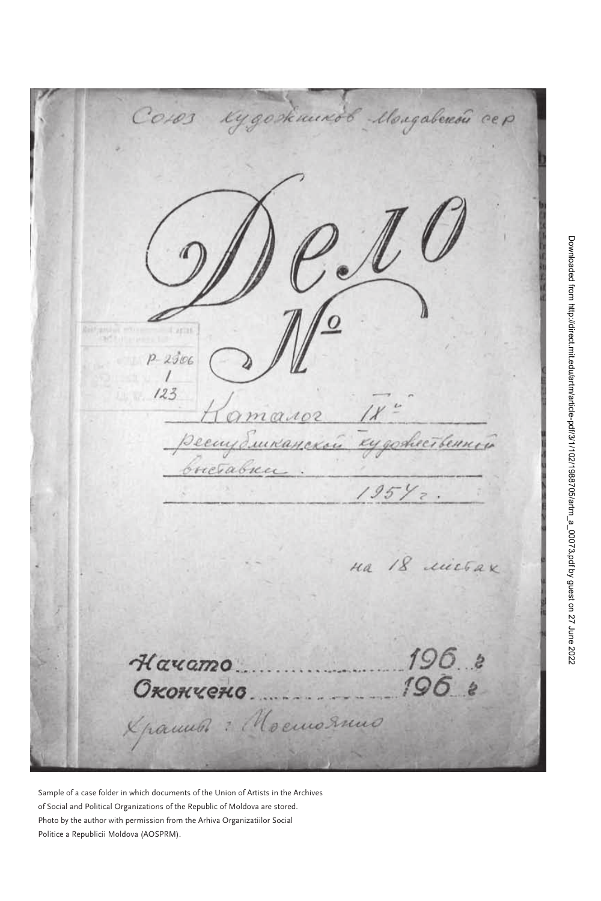Sample of a case folder in which documents of the Union of Artists in the Archives of Social and Political Organizations of the Republic of Moldova are stored. Photo by the author with permission from the Arhiva Organizatiilor Social Politice a Republicii Moldova (AOSPRM).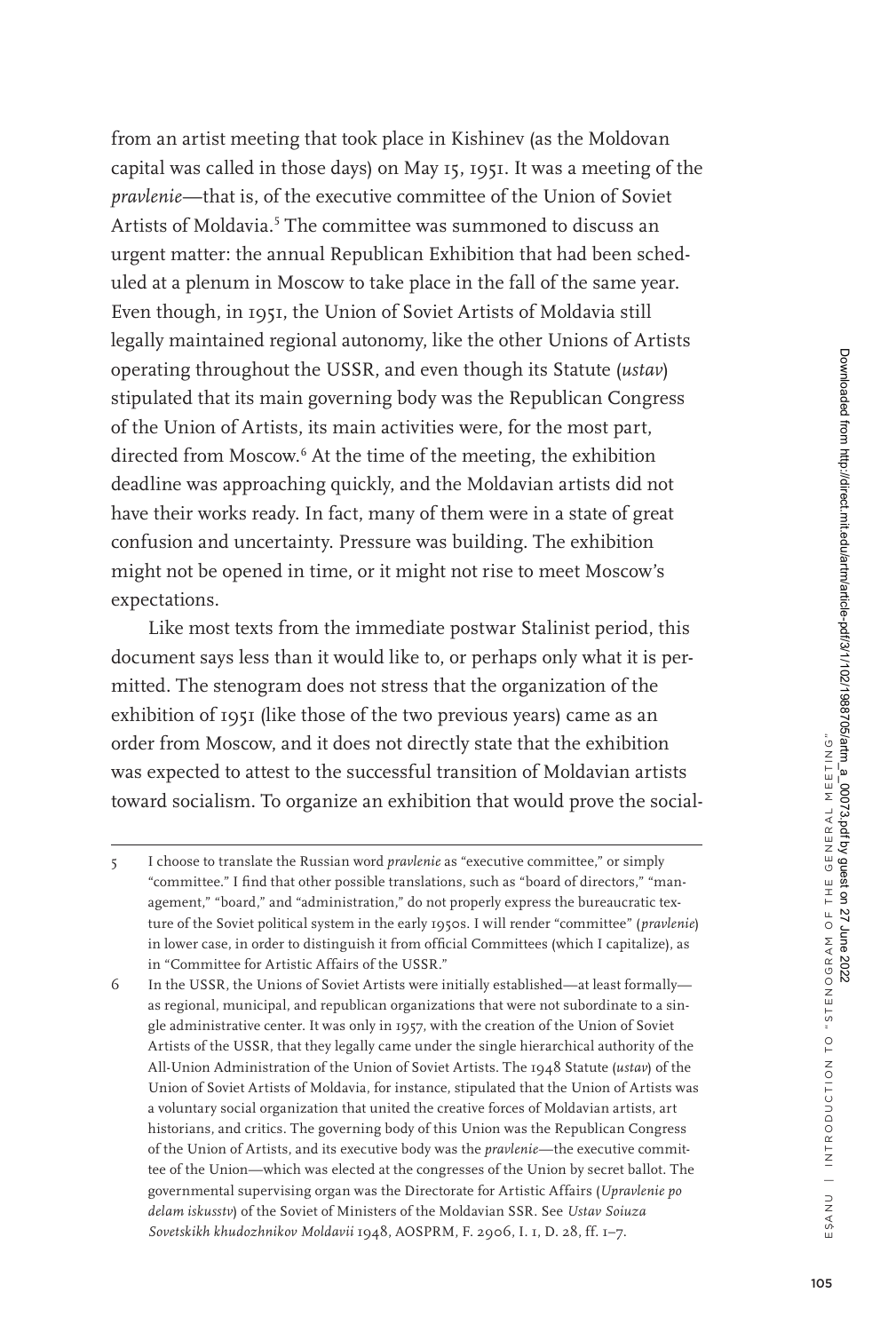from an artist meeting that took place in Kishinev (as the Moldovan capital was called in those days) on May 15, 1951. It was a meeting of the *pravlenie*—that is, of the executive committee of the Union of Soviet Artists of Moldavia.[5] The committee was summoned to discuss an urgent matter: the annual Republican Exhibition that had been scheduled at a plenum in Moscow to take place in the fall of the same year. Even though, in 1951, the Union of Soviet Artists of Moldavia still legally maintained regional autonomy, like the other Unions of Artists operating throughout the USSR, and even though its Statute (*ustav*) stipulated that its main governing body was the Republican Congress of the Union of Artists, its main activities were, for the most part, directed from Moscow.[6] At the time of the meeting, the exhibition deadline was approaching quickly, and the Moldavian artists did not have their works ready. In fact, many of them were in a state of great confusion and uncertainty. Pressure was building. The exhibition might not be opened in time, or it might not rise to meet Moscow's expectations.

Like most texts from the immediate postwar Stalinist period, this document says less than it would like to, or perhaps only what it is permitted. The stenogram does not stress that the organization of the exhibition of 1951 (like those of the two previous years) came as an order from Moscow, and it does not directly state that the exhibition was expected to attest to the successful transition of Moldavian artists toward socialism. To organize an exhibition that would prove the social-

---

5 I choose to translate the Russian word *pravlenie* as "executive committee," or simply "committee." I find that other possible translations, such as "board of directors," "management," "board," and "administration," do not properly express the bureaucratic texture of the Soviet political system in the early 1950s. I will render "committee" (*pravlenie*) in lower case, in order to distinguish it from official Committees (which I capitalize), as in "Committee for Artistic Affairs of the USSR."

6 In the USSR, the Unions of Soviet Artists were initially established—at least formally—as regional, municipal, and republican organizations that were not subordinate to a single administrative center. It was only in 1957, with the creation of the Union of Soviet Artists of the USSR, that they legally came under the single hierarchical authority of the All-Union Administration of the Union of Soviet Artists. The 1948 Statute (*ustav*) of the Union of Soviet Artists of Moldavia, for instance, stipulated that the Union of Artists was a voluntary social organization that united the creative forces of Moldavian artists, art historians, and critics. The governing body of this Union was the Republican Congress of the Union of Artists, and its executive body was the *pravlenie*—the executive committee of the Union—which was elected at the congresses of the Union by secret ballot. The governmental supervising organ was the Directorate for Artistic Affairs (*Upravlenie po delam iskusstv*) of the Soviet of Ministers of the Moldavian SSR. See *Ustav Soiuza Sovetskikh khudozhnikov Moldavii* 1948, AOSPRM, F. 2906, I. 1, D. 28, ff. 1–7.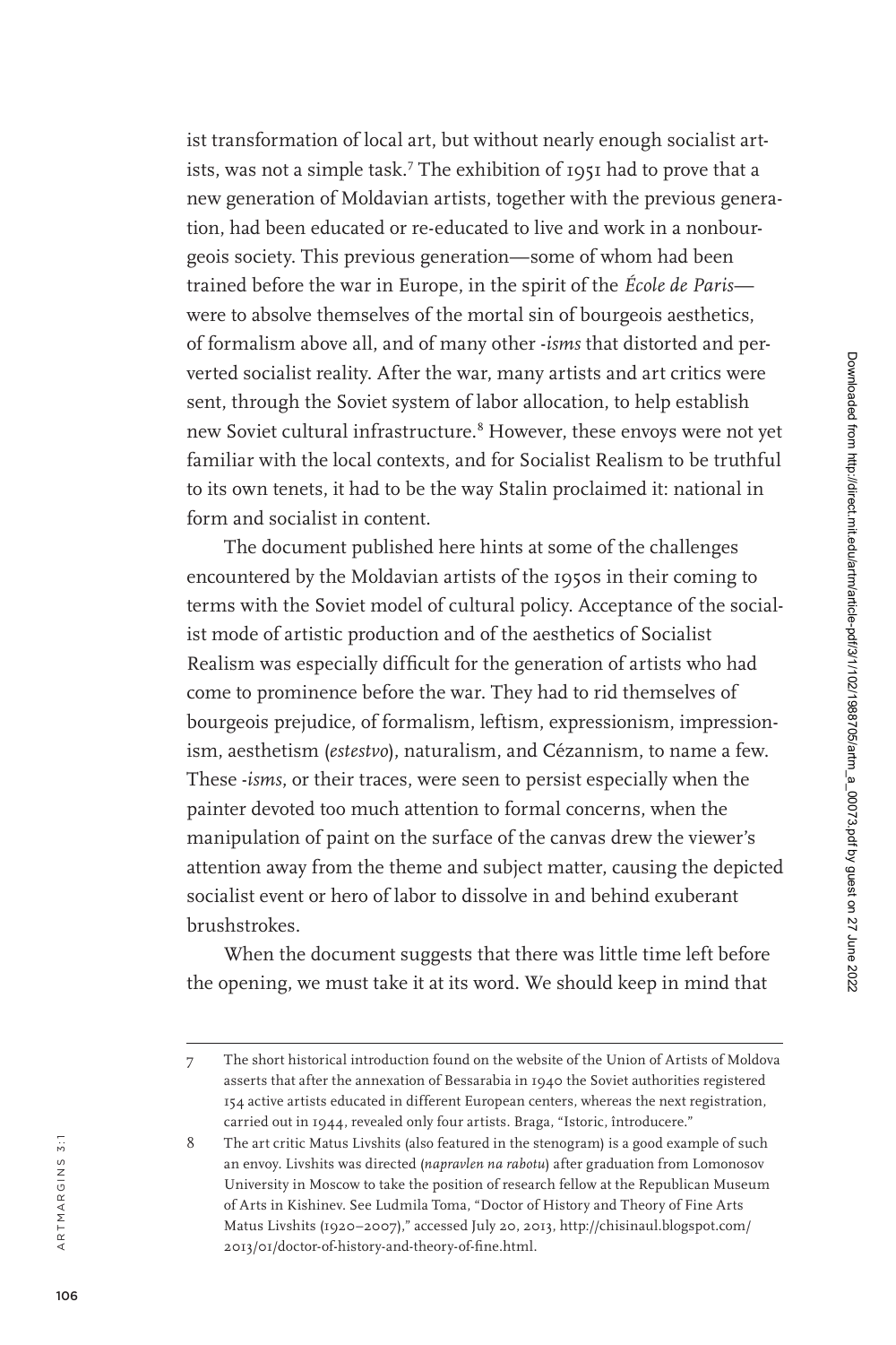ist transformation of local art, but without nearly enough socialist artists, was not a simple task.[7] The exhibition of 1951 had to prove that a new generation of Moldavian artists, together with the previous generation, had been educated or re-educated to live and work in a nonbourgeois society. This previous generation—some of whom had been trained before the war in Europe, in the spirit of the *École de Paris*—were to absolve themselves of the mortal sin of bourgeois aesthetics, of formalism above all, and of many other *-isms* that distorted and perverted socialist reality. After the war, many artists and art critics were sent, through the Soviet system of labor allocation, to help establish new Soviet cultural infrastructure.[8] However, these envoys were not yet familiar with the local contexts, and for Socialist Realism to be truthful to its own tenets, it had to be the way Stalin proclaimed it: national in form and socialist in content.

The document published here hints at some of the challenges encountered by the Moldavian artists of the 1950s in their coming to terms with the Soviet model of cultural policy. Acceptance of the socialist mode of artistic production and of the aesthetics of Socialist Realism was especially difficult for the generation of artists who had come to prominence before the war. They had to rid themselves of bourgeois prejudice, of formalism, leftism, expressionism, impressionism, aesthetism (*estestvo*), naturalism, and Cézannism, to name a few. These *-isms*, or their traces, were seen to persist especially when the painter devoted too much attention to formal concerns, when the manipulation of paint on the surface of the canvas drew the viewer's attention away from the theme and subject matter, causing the depicted socialist event or hero of labor to dissolve in and behind exuberant brushstrokes.

When the document suggests that there was little time left before the opening, we must take it at its word. We should keep in mind that

---

7 The short historical introduction found on the website of the Union of Artists of Moldova asserts that after the annexation of Bessarabia in 1940 the Soviet authorities registered 154 active artists educated in different European centers, whereas the next registration, carried out in 1944, revealed only four artists. Braga, "Istoric, întroducere."

8 The art critic Matus Livshits (also featured in the stenogram) is a good example of such an envoy. Livshits was directed (*napravlen na rabotu*) after graduation from Lomonosov University in Moscow to take the position of research fellow at the Republican Museum of Arts in Kishinev. See Ludmila Toma, "Doctor of History and Theory of Fine Arts Matus Livshits (1920–2007)," accessed July 20, 2013, http://chisinaul.blogspot.com/2013/01/doctor-of-history-and-theory-of-fine.html.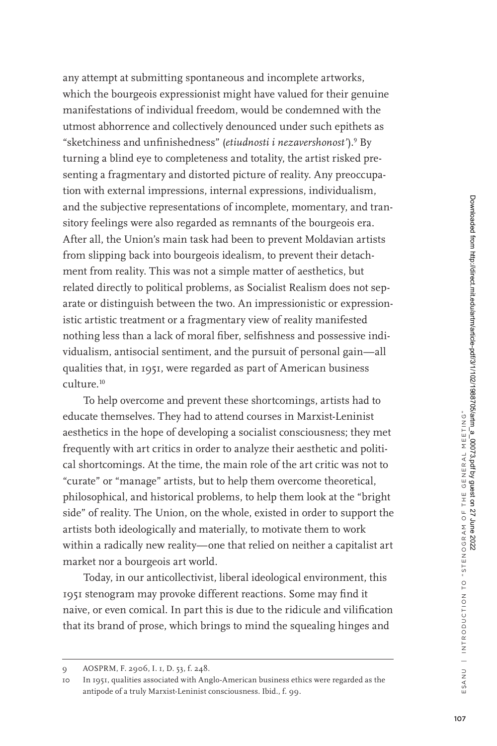any attempt at submitting spontaneous and incomplete artworks, which the bourgeois expressionist might have valued for their genuine manifestations of individual freedom, would be condemned with the utmost abhorrence and collectively denounced under such epithets as "sketchiness and unfinishedness" (*etiudnosti i nezavershonost'*).[9] By turning a blind eye to completeness and totality, the artist risked presenting a fragmentary and distorted picture of reality. Any preoccupation with external impressions, internal expressions, individualism, and the subjective representations of incomplete, momentary, and transitory feelings were also regarded as remnants of the bourgeois era. After all, the Union's main task had been to prevent Moldavian artists from slipping back into bourgeois idealism, to prevent their detachment from reality. This was not a simple matter of aesthetics, but related directly to political problems, as Socialist Realism does not separate or distinguish between the two. An impressionistic or expressionistic artistic treatment or a fragmentary view of reality manifested nothing less than a lack of moral fiber, selfishness and possessive individualism, antisocial sentiment, and the pursuit of personal gain—all qualities that, in 1951, were regarded as part of American business culture.[10]

To help overcome and prevent these shortcomings, artists had to educate themselves. They had to attend courses in Marxist-Leninist aesthetics in the hope of developing a socialist consciousness; they met frequently with art critics in order to analyze their aesthetic and political shortcomings. At the time, the main role of the art critic was not to "curate" or "manage" artists, but to help them overcome theoretical, philosophical, and historical problems, to help them look at the "bright side" of reality. The Union, on the whole, existed in order to support the artists both ideologically and materially, to motivate them to work within a radically new reality—one that relied on neither a capitalist art market nor a bourgeois art world.

Today, in our anticollectivist, liberal ideological environment, this 1951 stenogram may provoke different reactions. Some may find it naive, or even comical. In part this is due to the ridicule and vilification that its brand of prose, which brings to mind the squealing hinges and

---

9 AOSPRM, F. 2906, I. 1, D. 53, f. 248.

10 In 1951, qualities associated with Anglo-American business ethics were regarded as the antipode of a truly Marxist-Leninist consciousness. Ibid., f. 99.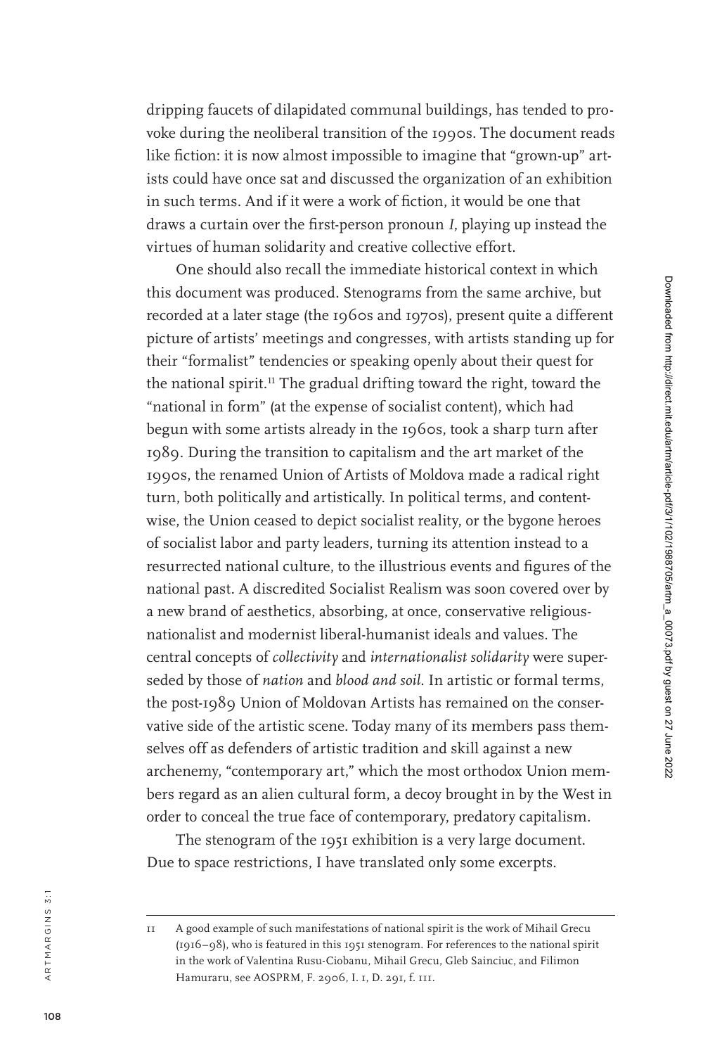dripping faucets of dilapidated communal buildings, has tended to provoke during the neoliberal transition of the 1990s. The document reads like fiction: it is now almost impossible to imagine that "grown-up" artists could have once sat and discussed the organization of an exhibition in such terms. And if it were a work of fiction, it would be one that draws a curtain over the first-person pronoun *I*, playing up instead the virtues of human solidarity and creative collective effort.

One should also recall the immediate historical context in which this document was produced. Stenograms from the same archive, but recorded at a later stage (the 1960s and 1970s), present quite a different picture of artists' meetings and congresses, with artists standing up for their "formalist" tendencies or speaking openly about their quest for the national spirit.[11] The gradual drifting toward the right, toward the "national in form" (at the expense of socialist content), which had begun with some artists already in the 1960s, took a sharp turn after 1989. During the transition to capitalism and the art market of the 1990s, the renamed Union of Artists of Moldova made a radical right turn, both politically and artistically. In political terms, and content-wise, the Union ceased to depict socialist reality, or the bygone heroes of socialist labor and party leaders, turning its attention instead to a resurrected national culture, to the illustrious events and figures of the national past. A discredited Socialist Realism was soon covered over by a new brand of aesthetics, absorbing, at once, conservative religious-nationalist and modernist liberal-humanist ideals and values. The central concepts of *collectivity* and *internationalist solidarity* were superseded by those of *nation* and *blood and soil*. In artistic or formal terms, the post-1989 Union of Moldovan Artists has remained on the conservative side of the artistic scene. Today many of its members pass themselves off as defenders of artistic tradition and skill against a new archenemy, "contemporary art," which the most orthodox Union members regard as an alien cultural form, a decoy brought in by the West in order to conceal the true face of contemporary, predatory capitalism.

The stenogram of the 1951 exhibition is a very large document. Due to space restrictions, I have translated only some excerpts.

---

11 A good example of such manifestations of national spirit is the work of Mihail Grecu (1916–98), who is featured in this 1951 stenogram. For references to the national spirit in the work of Valentina Rusu-Ciobanu, Mihail Grecu, Gleb Sainciuc, and Filimon Hamuraru, see AOSPRM, F. 2906, I. 1, D. 291, f. 111.